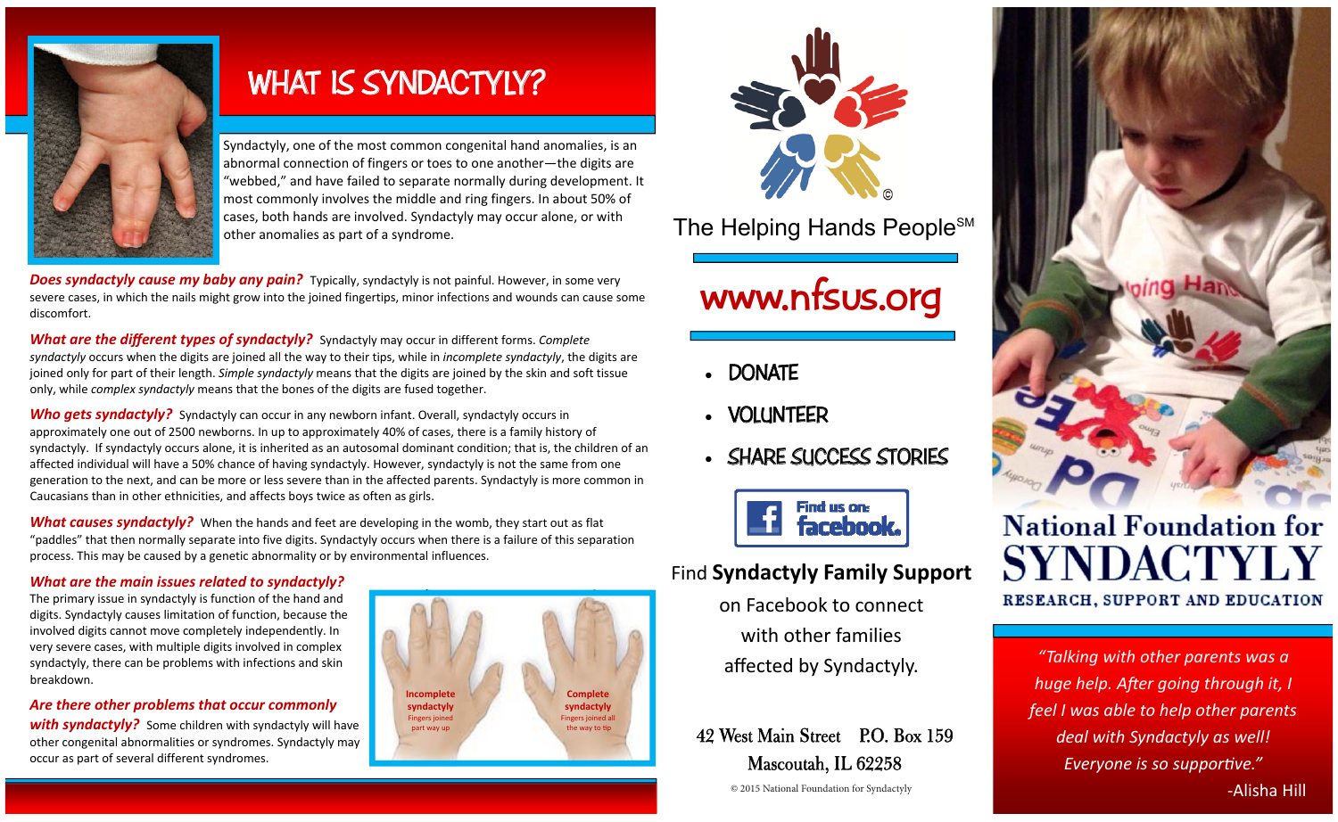# WHAT IS SYNDACTYLY?

Syndactyly, one of the most common congenital hand anomalies, is an abnormal connection of fingers or toes to one another—the digits are "webbed," and have failed to separate normally during development. It most commonly involves the middle and ring fingers. In about 50% of cases, both hands are involved. Syndactyly may occur alone, or with other anomalies as part of a syndrome.

***Does syndactyly cause my baby any pain?*** Typically, syndactyly is not painful. However, in some very severe cases, in which the nails might grow into the joined fingertips, minor infections and wounds can cause some discomfort.

***What are the different types of syndactyly?*** Syndactyly may occur in different forms. *Complete syndactyly* occurs when the digits are joined all the way to their tips, while in *incomplete syndactyly*, the digits are joined only for part of their length. *Simple syndactyly* means that the digits are joined by the skin and soft tissue only, while *complex syndactyly* means that the bones of the digits are fused together.

***Who gets syndactyly?*** Syndactyly can occur in any newborn infant. Overall, syndactyly occurs in approximately one out of 2500 newborns. In up to approximately 40% of cases, there is a family history of syndactyly. If syndactyly occurs alone, it is inherited as an autosomal dominant condition; that is, the children of an affected individual will have a 50% chance of having syndactyly. However, syndactyly is not the same from one generation to the next, and can be more or less severe than in the affected parents. Syndactyly is more common in Caucasians than in other ethnicities, and affects boys twice as often as girls.

***What causes syndactyly?*** When the hands and feet are developing in the womb, they start out as flat "paddles" that then normally separate into five digits. Syndactyly occurs when there is a failure of this separation process. This may be caused by a genetic abnormality or by environmental influences.

***What are the main issues related to syndactyly?***
The primary issue in syndactyly is function of the hand and digits. Syndactyly causes limitation of function, because the involved digits cannot move completely independently. In very severe cases, with multiple digits involved in complex syndactyly, there can be problems with infections and skin breakdown.

***Are there other problems that occur commonly with syndactyly?*** Some children with syndactyly will have other congenital abnormalities or syndromes. Syndactyly may occur as part of several different syndromes.

**Incomplete syndactyly** Fingers joined part way up

**Complete syndactyly** Fingers joined all the way to tip

The Helping Hands People℠

## www.nfsus.org

- DONATE
- VOLUNTEER
- SHARE SUCCESS STORIES

Find us on: facebook.

Find **Syndactyly Family Support** on Facebook to connect with other families affected by Syndactyly.

42 West Main Street P.O. Box 159
Mascoutah, IL 62258

© 2015 National Foundation for Syndactyly

# National Foundation for SYNDACTYLY

## RESEARCH, SUPPORT AND EDUCATION

*"Talking with other parents was a huge help. After going through it, I feel I was able to help other parents deal with Syndactyly as well! Everyone is so supportive."*

-Alisha Hill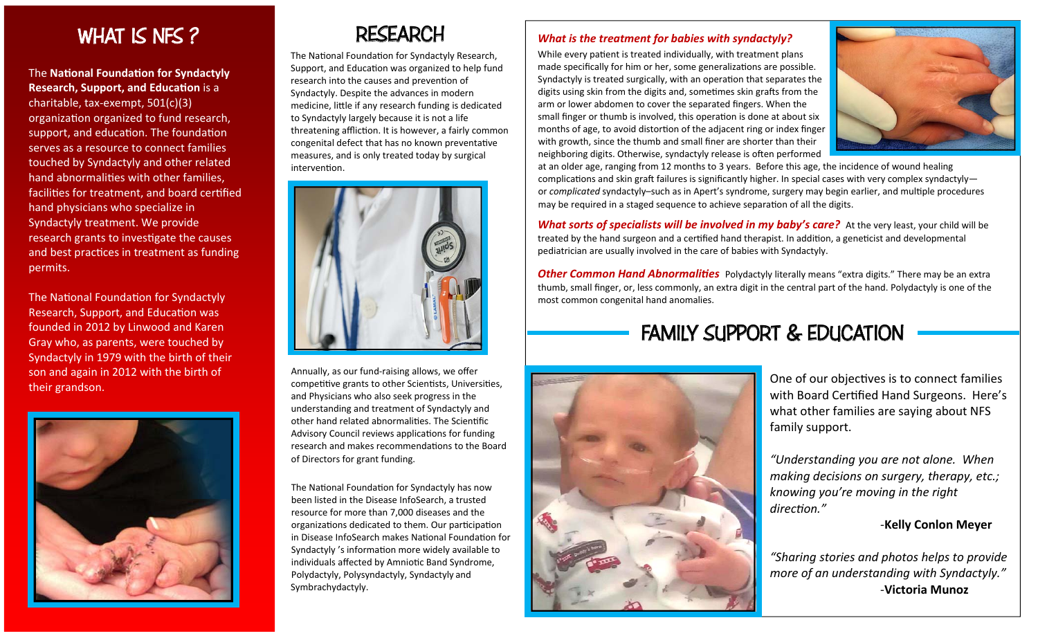# WHAT IS NFS ?

The **National Foundation for Syndactyly Research, Support, and Education** is a charitable, tax-exempt, 501(c)(3) organization organized to fund research, support, and education. The foundation serves as a resource to connect families touched by Syndactyly and other related hand abnormalities with other families, facilities for treatment, and board certified hand physicians who specialize in Syndactyly treatment. We provide research grants to investigate the causes and best practices in treatment as funding permits.

The National Foundation for Syndactyly Research, Support, and Education was founded in 2012 by Linwood and Karen Gray who, as parents, were touched by Syndactyly in 1979 with the birth of their son and again in 2012 with the birth of their grandson.

# RESEARCH

The National Foundation for Syndactyly Research, Support, and Education was organized to help fund research into the causes and prevention of Syndactyly. Despite the advances in modern medicine, little if any research funding is dedicated to Syndactyly largely because it is not a life threatening affliction. It is however, a fairly common congenital defect that has no known preventative measures, and is only treated today by surgical intervention.

Annually, as our fund-raising allows, we offer competitive grants to other Scientists, Universities, and Physicians who also seek progress in the understanding and treatment of Syndactyly and other hand related abnormalities. The Scientific Advisory Council reviews applications for funding research and makes recommendations to the Board of Directors for grant funding.

The National Foundation for Syndactyly has now been listed in the Disease InfoSearch, a trusted resource for more than 7,000 diseases and the organizations dedicated to them. Our participation in Disease InfoSearch makes National Foundation for Syndactyly 's information more widely available to individuals affected by Amniotic Band Syndrome, Polydactyly, Polysyndactyly, Syndactyly and Symbrachydactyly.

***What is the treatment for babies with syndactyly?***

While every patient is treated individually, with treatment plans made specifically for him or her, some generalizations are possible. Syndactyly is treated surgically, with an operation that separates the digits using skin from the digits and, sometimes skin grafts from the arm or lower abdomen to cover the separated fingers. When the small finger or thumb is involved, this operation is done at about six months of age, to avoid distortion of the adjacent ring or index finger with growth, since the thumb and small finer are shorter than their neighboring digits. Otherwise, syndactyly release is often performed at an older age, ranging from 12 months to 3 years. Before this age, the incidence of wound healing complications and skin graft failures is significantly higher. In special cases with very complex syndactyly—or *complicated* syndactyly–such as in Apert's syndrome, surgery may begin earlier, and multiple procedures may be required in a staged sequence to achieve separation of all the digits.

***What sorts of specialists will be involved in my baby's care?*** At the very least, your child will be treated by the hand surgeon and a certified hand therapist. In addition, a geneticist and developmental pediatrician are usually involved in the care of babies with Syndactyly.

***Other Common Hand Abnormalities*** Polydactyly literally means "extra digits." There may be an extra thumb, small finger, or, less commonly, an extra digit in the central part of the hand. Polydactyly is one of the most common congenital hand anomalies.

# FAMILY SUPPORT & EDUCATION

One of our objectives is to connect families with Board Certified Hand Surgeons. Here's what other families are saying about NFS family support.

*"Understanding you are not alone. When making decisions on surgery, therapy, etc.; knowing you're moving in the right direction."*

-**Kelly Conlon Meyer**

*"Sharing stories and photos helps to provide more of an understanding with Syndactyly."*

-**Victoria Munoz**